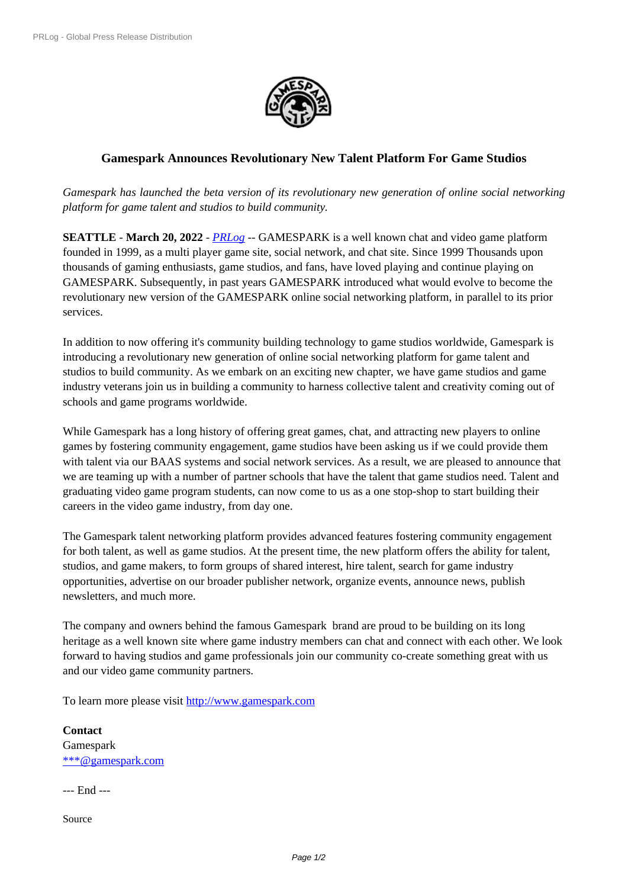# Gamespark Announces Revolutionary New Talent Platform For Game Studios

*Gamespark has launched the beta version of its revolutionary new generation of online social networking platform for game talent and studios to build community.*

**SEATTLE** - **March 20, 2022** - *PRLog* -- GAMESPARK is a well known chat and video game platform founded in 1999, as a multi player game site, social network, and chat site. Since 1999 Thousands upon thousands of gaming enthusiasts, game studios, and fans, have loved playing and continue playing on GAMESPARK. Subsequently, in past years GAMESPARK introduced what would evolve to become the revolutionary new version of the GAMESPARK online social networking platform, in parallel to its prior services.

In addition to now offering it's community building technology to game studios worldwide, Gamespark is introducing a revolutionary new generation of online social networking platform for game talent and studios to build community. As we embark on an exciting new chapter, we have game studios and game industry veterans join us in building a community to harness collective talent and creativity coming out of schools and game programs worldwide.

While Gamespark has a long history of offering great games, chat, and attracting new players to online games by fostering community engagement, game studios have been asking us if we could provide them with talent via our BAAS systems and social network services. As a result, we are pleased to announce that we are teaming up with a number of partner schools that have the talent that game studios need. Talent and graduating video game program students, can now come to us as a one stop-shop to start building their careers in the video game industry, from day one.

The Gamespark talent networking platform provides advanced features fostering community engagement for both talent, as well as game studios. At the present time, the new platform offers the ability for talent, studios, and game makers, to form groups of shared interest, hire talent, search for game industry opportunities, advertise on our broader publisher network, organize events, announce news, publish newsletters, and much more.

The company and owners behind the famous Gamespark brand are proud to be building on its long heritage as a well known site where game industry members can chat and connect with each other. We look forward to having studios and game professionals join our community co-create something great with us and our video game community partners.

To learn more please visit http://www.gamespark.com

**Contact**
Gamespark
***@gamespark.com

--- End ---

Source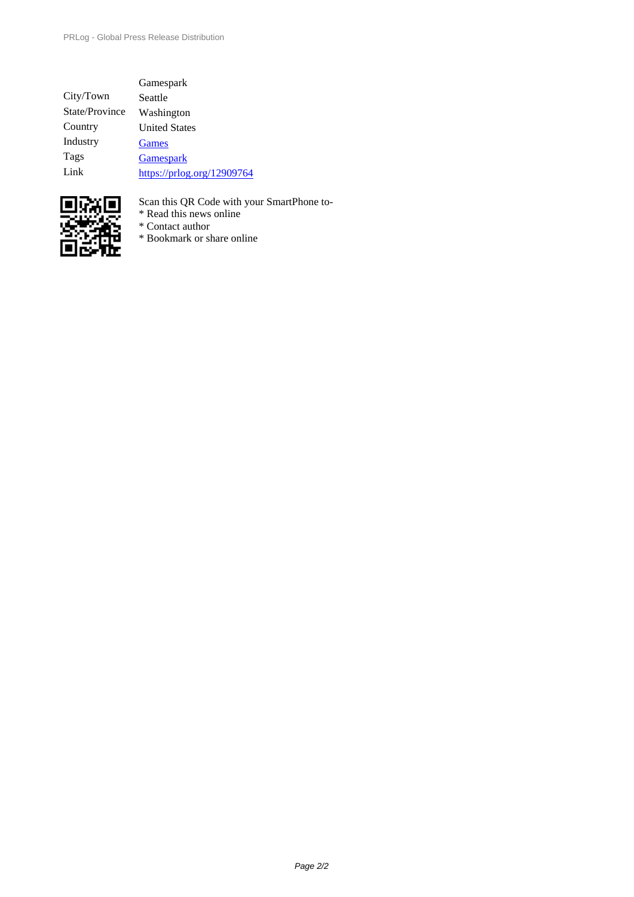| | |
|---|---|
| | Gamespark |
| City/Town | Seattle |
| State/Province | Washington |
| Country | United States |
| Industry | [Games](#) |
| Tags | [Gamespark](#) |
| Link | [https://prlog.org/12909764](https://prlog.org/12909764) |

Scan this QR Code with your SmartPhone to-
* Read this news online
* Contact author
* Bookmark or share online